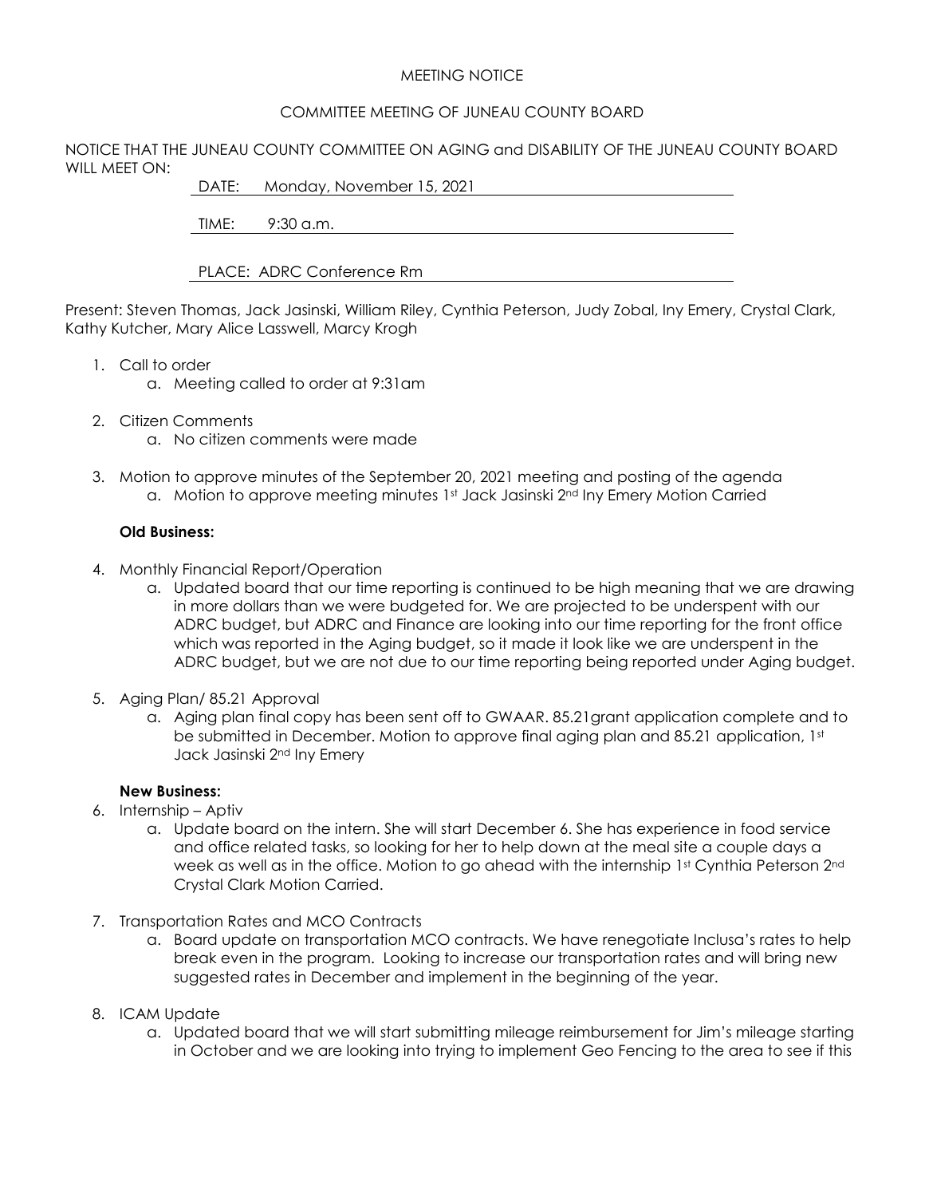MEETING NOTICE

COMMITTEE MEETING OF JUNEAU COUNTY BOARD

NOTICE THAT THE JUNEAU COUNTY COMMITTEE ON AGING and DISABILITY OF THE JUNEAU COUNTY BOARD WILL MEET ON:

DATE: Monday, November 15, 2021

TIME: 9:30 a.m.

PLACE: ADRC Conference Rm

Present: Steven Thomas, Jack Jasinski, William Riley, Cynthia Peterson, Judy Zobal, Iny Emery, Crystal Clark, Kathy Kutcher, Mary Alice Lasswell, Marcy Krogh

1. Call to order
   a. Meeting called to order at 9:31am
2. Citizen Comments
   a. No citizen comments were made
3. Motion to approve minutes of the September 20, 2021 meeting and posting of the agenda
   a. Motion to approve meeting minutes 1st Jack Jasinski 2nd Iny Emery Motion Carried

**Old Business:**

4. Monthly Financial Report/Operation
   a. Updated board that our time reporting is continued to be high meaning that we are drawing in more dollars than we were budgeted for. We are projected to be underspent with our ADRC budget, but ADRC and Finance are looking into our time reporting for the front office which was reported in the Aging budget, so it made it look like we are underspent in the ADRC budget, but we are not due to our time reporting being reported under Aging budget.
5. Aging Plan/ 85.21 Approval
   a. Aging plan final copy has been sent off to GWAAR. 85.21grant application complete and to be submitted in December. Motion to approve final aging plan and 85.21 application, 1st Jack Jasinski 2nd Iny Emery

**New Business:**

6. Internship – Aptiv
   a. Update board on the intern. She will start December 6. She has experience in food service and office related tasks, so looking for her to help down at the meal site a couple days a week as well as in the office. Motion to go ahead with the internship 1st Cynthia Peterson 2nd Crystal Clark Motion Carried.
7. Transportation Rates and MCO Contracts
   a. Board update on transportation MCO contracts. We have renegotiate Inclusa's rates to help break even in the program. Looking to increase our transportation rates and will bring new suggested rates in December and implement in the beginning of the year.
8. ICAM Update
   a. Updated board that we will start submitting mileage reimbursement for Jim's mileage starting in October and we are looking into trying to implement Geo Fencing to the area to see if this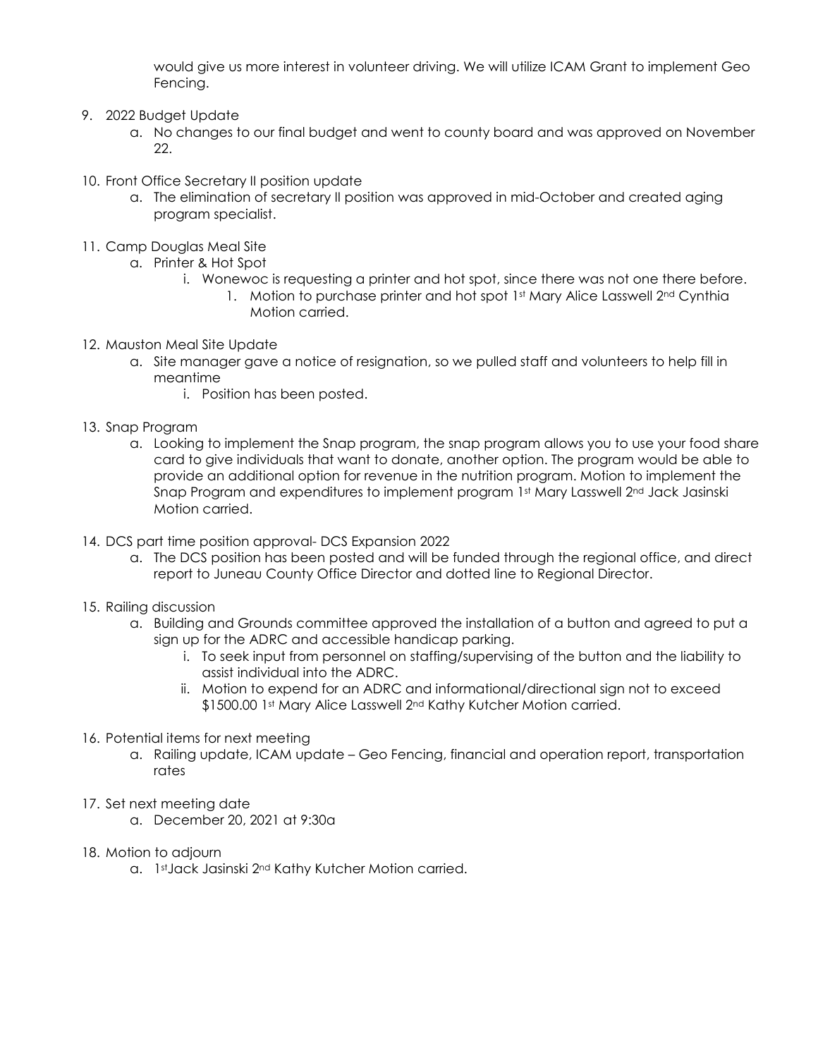would give us more interest in volunteer driving. We will utilize ICAM Grant to implement Geo Fencing.

9. 2022 Budget Update
   a. No changes to our final budget and went to county board and was approved on November 22.

10. Front Office Secretary II position update
    a. The elimination of secretary II position was approved in mid-October and created aging program specialist.

11. Camp Douglas Meal Site
    a. Printer & Hot Spot
       i. Wonewoc is requesting a printer and hot spot, since there was not one there before.
          1. Motion to purchase printer and hot spot 1st Mary Alice Lasswell 2nd Cynthia Motion carried.

12. Mauston Meal Site Update
    a. Site manager gave a notice of resignation, so we pulled staff and volunteers to help fill in meantime
       i. Position has been posted.

13. Snap Program
    a. Looking to implement the Snap program, the snap program allows you to use your food share card to give individuals that want to donate, another option. The program would be able to provide an additional option for revenue in the nutrition program. Motion to implement the Snap Program and expenditures to implement program 1st Mary Lasswell 2nd Jack Jasinski Motion carried.

14. DCS part time position approval- DCS Expansion 2022
    a. The DCS position has been posted and will be funded through the regional office, and direct report to Juneau County Office Director and dotted line to Regional Director.

15. Railing discussion
    a. Building and Grounds committee approved the installation of a button and agreed to put a sign up for the ADRC and accessible handicap parking.
       i. To seek input from personnel on staffing/supervising of the button and the liability to assist individual into the ADRC.
       ii. Motion to expend for an ADRC and informational/directional sign not to exceed $1500.00 1st Mary Alice Lasswell 2nd Kathy Kutcher Motion carried.

16. Potential items for next meeting
    a. Railing update, ICAM update – Geo Fencing, financial and operation report, transportation rates

17. Set next meeting date
    a. December 20, 2021 at 9:30a

18. Motion to adjourn
    a. 1st Jack Jasinski 2nd Kathy Kutcher Motion carried.